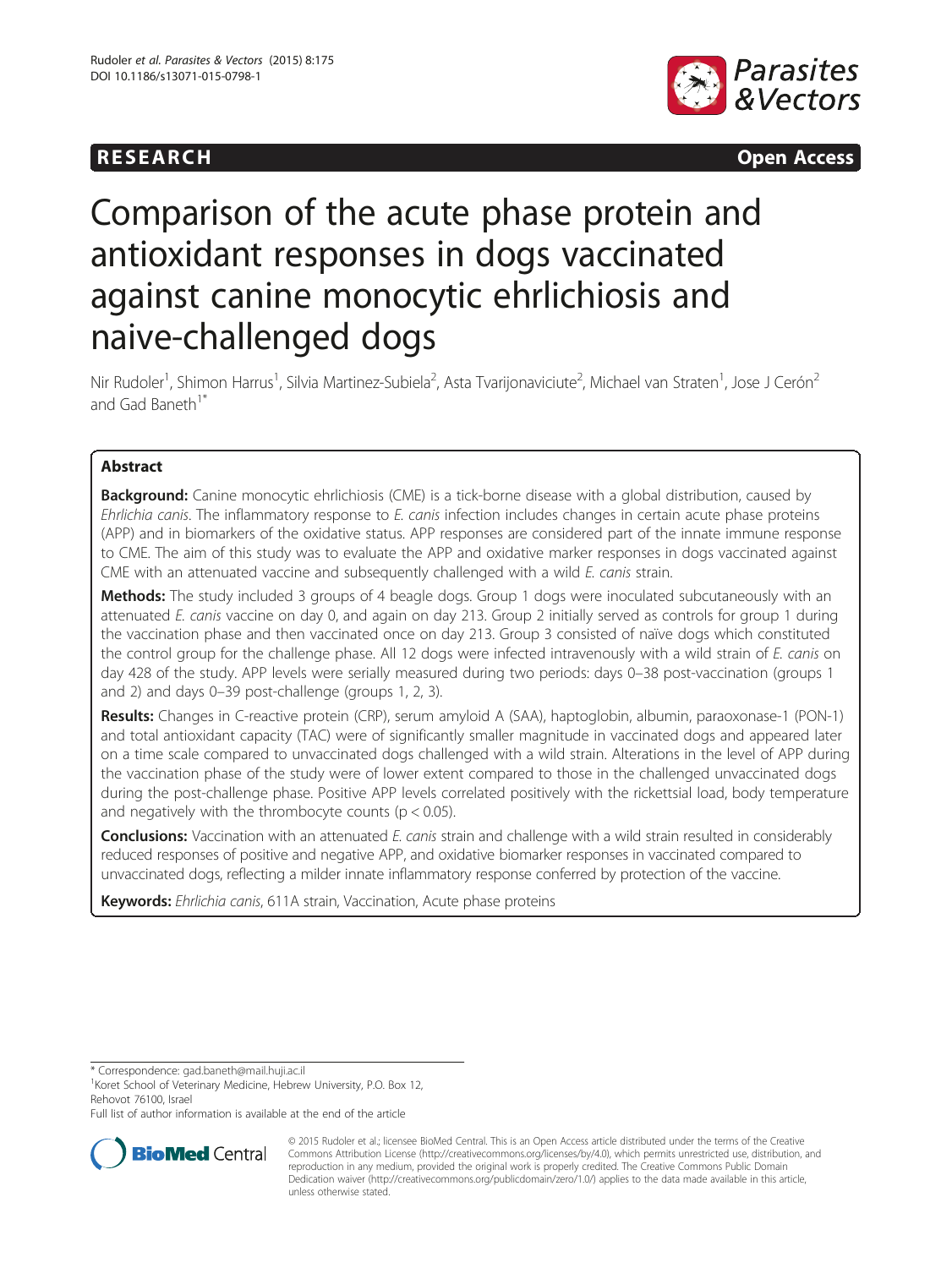RESEARCH Open Access

# Comparison of the acute phase protein and antioxidant responses in dogs vaccinated against canine monocytic ehrlichiosis and naive-challenged dogs

Nir Rudoler[1], Shimon Harrus[1], Silvia Martinez-Subiela[2], Asta Tvarijonaviciute[2], Michael van Straten[1], Jose J Cerón[2] and Gad Baneth[1*]

## Abstract

**Background:** Canine monocytic ehrlichiosis (CME) is a tick-borne disease with a global distribution, caused by *Ehrlichia canis*. The inflammatory response to *E. canis* infection includes changes in certain acute phase proteins (APP) and in biomarkers of the oxidative status. APP responses are considered part of the innate immune response to CME. The aim of this study was to evaluate the APP and oxidative marker responses in dogs vaccinated against CME with an attenuated vaccine and subsequently challenged with a wild *E. canis* strain.

**Methods:** The study included 3 groups of 4 beagle dogs. Group 1 dogs were inoculated subcutaneously with an attenuated *E. canis* vaccine on day 0, and again on day 213. Group 2 initially served as controls for group 1 during the vaccination phase and then vaccinated once on day 213. Group 3 consisted of naïve dogs which constituted the control group for the challenge phase. All 12 dogs were infected intravenously with a wild strain of *E. canis* on day 428 of the study. APP levels were serially measured during two periods: days 0–38 post-vaccination (groups 1 and 2) and days 0–39 post-challenge (groups 1, 2, 3).

**Results:** Changes in C-reactive protein (CRP), serum amyloid A (SAA), haptoglobin, albumin, paraoxonase-1 (PON-1) and total antioxidant capacity (TAC) were of significantly smaller magnitude in vaccinated dogs and appeared later on a time scale compared to unvaccinated dogs challenged with a wild strain. Alterations in the level of APP during the vaccination phase of the study were of lower extent compared to those in the challenged unvaccinated dogs during the post-challenge phase. Positive APP levels correlated positively with the rickettsial load, body temperature and negatively with the thrombocyte counts ($p < 0.05$).

**Conclusions:** Vaccination with an attenuated *E. canis* strain and challenge with a wild strain resulted in considerably reduced responses of positive and negative APP, and oxidative biomarker responses in vaccinated compared to unvaccinated dogs, reflecting a milder innate inflammatory response conferred by protection of the vaccine.

**Keywords:** *Ehrlichia canis*, 611A strain, Vaccination, Acute phase proteins

---

\* Correspondence: gad.baneth@mail.huji.ac.il

[1]Koret School of Veterinary Medicine, Hebrew University, P.O. Box 12, Rehovot 76100, Israel

Full list of author information is available at the end of the article

© 2015 Rudoler et al.; licensee BioMed Central. This is an Open Access article distributed under the terms of the Creative Commons Attribution License (http://creativecommons.org/licenses/by/4.0), which permits unrestricted use, distribution, and reproduction in any medium, provided the original work is properly credited. The Creative Commons Public Domain Dedication waiver (http://creativecommons.org/publicdomain/zero/1.0/) applies to the data made available in this article, unless otherwise stated.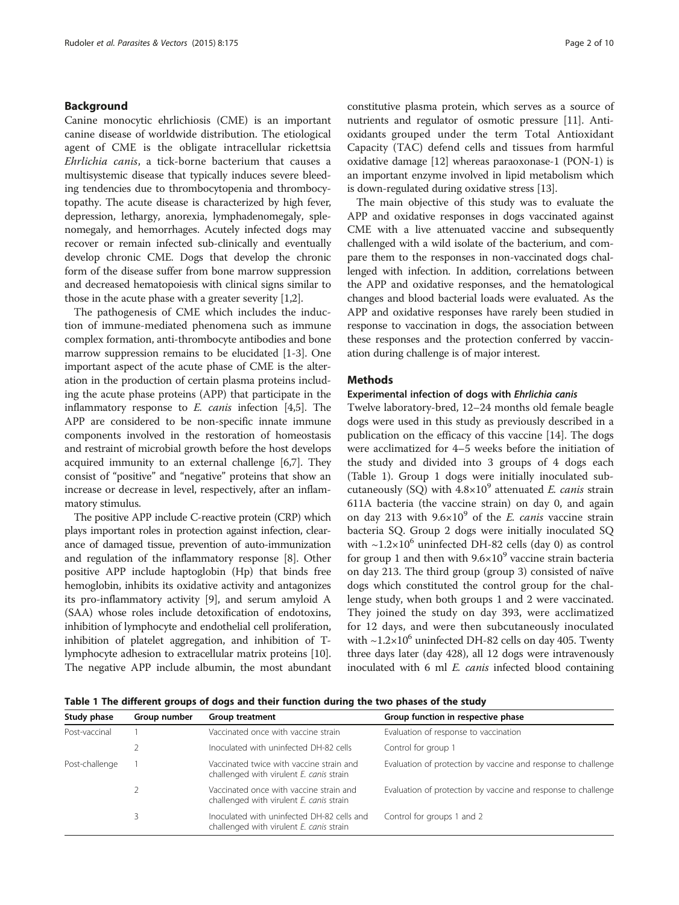## Background

Canine monocytic ehrlichiosis (CME) is an important canine disease of worldwide distribution. The etiological agent of CME is the obligate intracellular rickettsia *Ehrlichia canis*, a tick-borne bacterium that causes a multisystemic disease that typically induces severe bleeding tendencies due to thrombocytopenia and thrombocytopathy. The acute disease is characterized by high fever, depression, lethargy, anorexia, lymphadenomegaly, splenomegaly, and hemorrhages. Acutely infected dogs may recover or remain infected sub-clinically and eventually develop chronic CME. Dogs that develop the chronic form of the disease suffer from bone marrow suppression and decreased hematopoiesis with clinical signs similar to those in the acute phase with a greater severity [1,2].

The pathogenesis of CME which includes the induction of immune-mediated phenomena such as immune complex formation, anti-thrombocyte antibodies and bone marrow suppression remains to be elucidated [1-3]. One important aspect of the acute phase of CME is the alteration in the production of certain plasma proteins including the acute phase proteins (APP) that participate in the inflammatory response to *E. canis* infection [4,5]. The APP are considered to be non-specific innate immune components involved in the restoration of homeostasis and restraint of microbial growth before the host develops acquired immunity to an external challenge [6,7]. They consist of "positive" and "negative" proteins that show an increase or decrease in level, respectively, after an inflammatory stimulus.

The positive APP include C-reactive protein (CRP) which plays important roles in protection against infection, clearance of damaged tissue, prevention of auto-immunization and regulation of the inflammatory response [8]. Other positive APP include haptoglobin (Hp) that binds free hemoglobin, inhibits its oxidative activity and antagonizes its pro-inflammatory activity [9], and serum amyloid A (SAA) whose roles include detoxification of endotoxins, inhibition of lymphocyte and endothelial cell proliferation, inhibition of platelet aggregation, and inhibition of T-lymphocyte adhesion to extracellular matrix proteins [10]. The negative APP include albumin, the most abundant constitutive plasma protein, which serves as a source of nutrients and regulator of osmotic pressure [11]. Antioxidants grouped under the term Total Antioxidant Capacity (TAC) defend cells and tissues from harmful oxidative damage [12] whereas paraoxonase-1 (PON-1) is an important enzyme involved in lipid metabolism which is down-regulated during oxidative stress [13].

The main objective of this study was to evaluate the APP and oxidative responses in dogs vaccinated against CME with a live attenuated vaccine and subsequently challenged with a wild isolate of the bacterium, and compare them to the responses in non-vaccinated dogs challenged with infection. In addition, correlations between the APP and oxidative responses, and the hematological changes and blood bacterial loads were evaluated. As the APP and oxidative responses have rarely been studied in response to vaccination in dogs, the association between these responses and the protection conferred by vaccination during challenge is of major interest.

## Methods

### Experimental infection of dogs with *Ehrlichia canis*

Twelve laboratory-bred, 12–24 months old female beagle dogs were used in this study as previously described in a publication on the efficacy of this vaccine [14]. The dogs were acclimatized for 4–5 weeks before the initiation of the study and divided into 3 groups of 4 dogs each (Table 1). Group 1 dogs were initially inoculated subcutaneously (SQ) with $4.8\times10^9$ attenuated *E. canis* strain 611A bacteria (the vaccine strain) on day 0, and again on day 213 with $9.6\times10^9$ of the *E. canis* vaccine strain bacteria SQ. Group 2 dogs were initially inoculated SQ with $\sim1.2\times10^6$ uninfected DH-82 cells (day 0) as control for group 1 and then with $9.6\times10^9$ vaccine strain bacteria on day 213. The third group (group 3) consisted of naïve dogs which constituted the control group for the challenge study, when both groups 1 and 2 were vaccinated. They joined the study on day 393, were acclimatized for 12 days, and were then subcutaneously inoculated with $\sim1.2\times10^6$ uninfected DH-82 cells on day 405. Twenty three days later (day 428), all 12 dogs were intravenously inoculated with 6 ml *E. canis* infected blood containing

**Table 1 The different groups of dogs and their function during the two phases of the study**

| Study phase | Group number | Group treatment | Group function in respective phase |
|---|---|---|---|
| Post-vaccinal | 1 | Vaccinated once with vaccine strain | Evaluation of response to vaccination |
| | 2 | Inoculated with uninfected DH-82 cells | Control for group 1 |
| Post-challenge | 1 | Vaccinated twice with vaccine strain and challenged with virulent *E. canis* strain | Evaluation of protection by vaccine and response to challenge |
| | 2 | Vaccinated once with vaccine strain and challenged with virulent *E. canis* strain | Evaluation of protection by vaccine and response to challenge |
| | 3 | Inoculated with uninfected DH-82 cells and challenged with virulent *E. canis* strain | Control for groups 1 and 2 |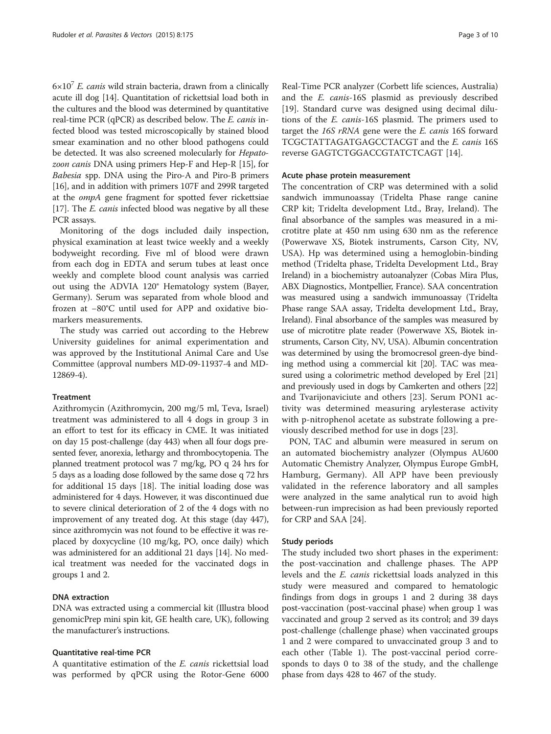$6 \times 10^7$ *E. canis* wild strain bacteria, drawn from a clinically acute ill dog [14]. Quantitation of rickettsial load both in the cultures and the blood was determined by quantitative real-time PCR (qPCR) as described below. The *E. canis* infected blood was tested microscopically by stained blood smear examination and no other blood pathogens could be detected. It was also screened molecularly for *Hepatozoon canis* DNA using primers Hep-F and Hep-R [15], for *Babesia* spp. DNA using the Piro-A and Piro-B primers [16], and in addition with primers 107F and 299R targeted at the *ompA* gene fragment for spotted fever rickettsiae [17]. The *E. canis* infected blood was negative by all these PCR assays.

Monitoring of the dogs included daily inspection, physical examination at least twice weekly and a weekly bodyweight recording. Five ml of blood were drawn from each dog in EDTA and serum tubes at least once weekly and complete blood count analysis was carried out using the ADVIA 120® Hematology system (Bayer, Germany). Serum was separated from whole blood and frozen at −80°C until used for APP and oxidative biomarkers measurements.

The study was carried out according to the Hebrew University guidelines for animal experimentation and was approved by the Institutional Animal Care and Use Committee (approval numbers MD-09-11937-4 and MD-12869-4).

#### Treatment

Azithromycin (Azithromycin, 200 mg/5 ml, Teva, Israel) treatment was administered to all 4 dogs in group 3 in an effort to test for its efficacy in CME. It was initiated on day 15 post-challenge (day 443) when all four dogs presented fever, anorexia, lethargy and thrombocytopenia. The planned treatment protocol was 7 mg/kg, PO q 24 hrs for 5 days as a loading dose followed by the same dose q 72 hrs for additional 15 days [18]. The initial loading dose was administered for 4 days. However, it was discontinued due to severe clinical deterioration of 2 of the 4 dogs with no improvement of any treated dog. At this stage (day 447), since azithromycin was not found to be effective it was replaced by doxycycline (10 mg/kg, PO, once daily) which was administered for an additional 21 days [14]. No medical treatment was needed for the vaccinated dogs in groups 1 and 2.

#### DNA extraction

DNA was extracted using a commercial kit (Illustra blood genomicPrep mini spin kit, GE health care, UK), following the manufacturer's instructions.

#### Quantitative real-time PCR

A quantitative estimation of the *E. canis* rickettsial load was performed by qPCR using the Rotor-Gene 6000 Real-Time PCR analyzer (Corbett life sciences, Australia) and the *E. canis*-16S plasmid as previously described [19]. Standard curve was designed using decimal dilutions of the *E. canis*-16S plasmid. The primers used to target the *16S rRNA* gene were the *E. canis* 16S forward TCGCTATTAGATGAGCCTACGT and the *E. canis* 16S reverse GAGTCTGGACCGTATCTCAGT [14].

#### Acute phase protein measurement

The concentration of CRP was determined with a solid sandwich immunoassay (Tridelta Phase range canine CRP kit; Tridelta development Ltd., Bray, Ireland). The final absorbance of the samples was measured in a microtitre plate at 450 nm using 630 nm as the reference (Powerwave XS, Biotek instruments, Carson City, NV, USA). Hp was determined using a hemoglobin-binding method (Tridelta phase, Tridelta Development Ltd., Bray Ireland) in a biochemistry autoanalyzer (Cobas Mira Plus, ABX Diagnostics, Montpellier, France). SAA concentration was measured using a sandwich immunoassay (Tridelta Phase range SAA assay, Tridelta development Ltd., Bray, Ireland). Final absorbance of the samples was measured by use of microtitre plate reader (Powerwave XS, Biotek instruments, Carson City, NV, USA). Albumin concentration was determined by using the bromocresol green-dye binding method using a commercial kit [20]. TAC was measured using a colorimetric method developed by Erel [21] and previously used in dogs by Camkerten and others [22] and Tvarijonaviciute and others [23]. Serum PON1 activity was determined measuring arylesterase activity with p-nitrophenol acetate as substrate following a previously described method for use in dogs [23].

PON, TAC and albumin were measured in serum on an automated biochemistry analyzer (Olympus AU600 Automatic Chemistry Analyzer, Olympus Europe GmbH, Hamburg, Germany). All APP have been previously validated in the reference laboratory and all samples were analyzed in the same analytical run to avoid high between-run imprecision as had been previously reported for CRP and SAA [24].

#### Study periods

The study included two short phases in the experiment: the post-vaccination and challenge phases. The APP levels and the *E. canis* rickettsial loads analyzed in this study were measured and compared to hematologic findings from dogs in groups 1 and 2 during 38 days post-vaccination (post-vaccinal phase) when group 1 was vaccinated and group 2 served as its control; and 39 days post-challenge (challenge phase) when vaccinated groups 1 and 2 were compared to unvaccinated group 3 and to each other (Table 1). The post-vaccinal period corresponds to days 0 to 38 of the study, and the challenge phase from days 428 to 467 of the study.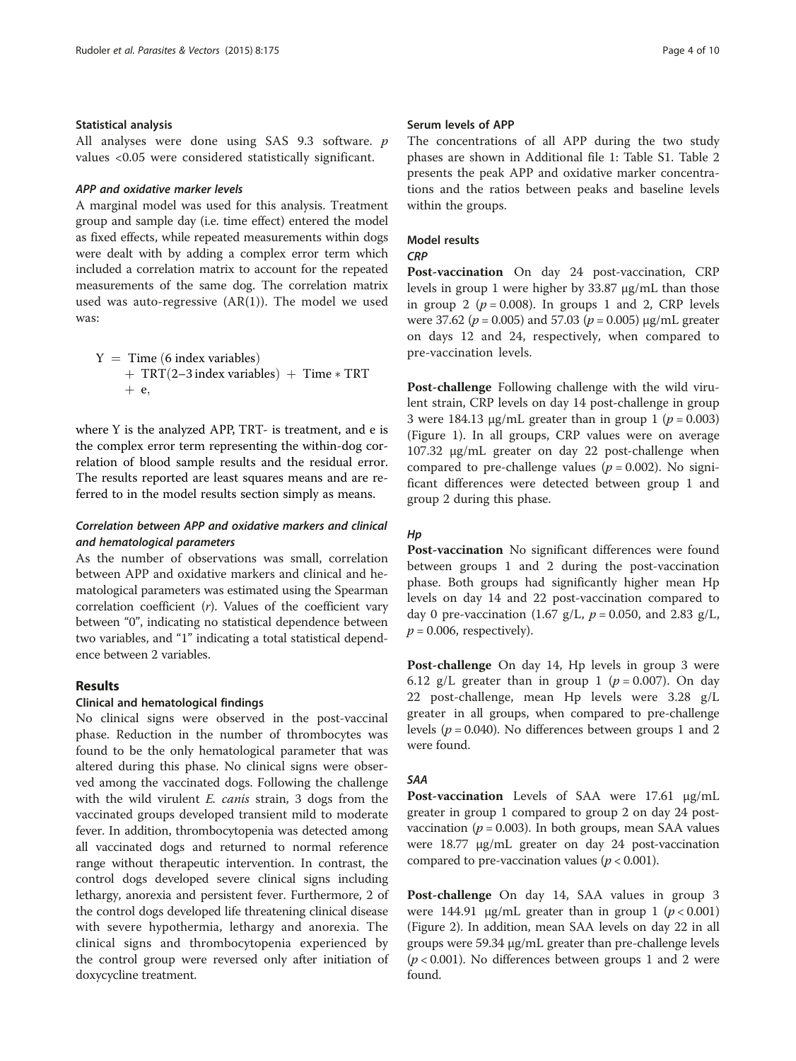### Statistical analysis

All analyses were done using SAS 9.3 software. $p$ values <0.05 were considered statistically significant.

#### *APP and oxidative marker levels*

A marginal model was used for this analysis. Treatment group and sample day (i.e. time effect) entered the model as fixed effects, while repeated measurements within dogs were dealt with by adding a complex error term which included a correlation matrix to account for the repeated measurements of the same dog. The correlation matrix used was auto-regressive (AR(1)). The model we used was:

$$Y = \text{Time (6 index variables)} + \text{TRT(2–3 index variables)} + \text{Time} * \text{TRT} + e,$$

where Y is the analyzed APP, TRT- is treatment, and e is the complex error term representing the within-dog correlation of blood sample results and the residual error. The results reported are least squares means and are referred to in the model results section simply as means.

#### *Correlation between APP and oxidative markers and clinical and hematological parameters*

As the number of observations was small, correlation between APP and oxidative markers and clinical and hematological parameters was estimated using the Spearman correlation coefficient ($r$). Values of the coefficient vary between "0", indicating no statistical dependence between two variables, and "1" indicating a total statistical dependence between 2 variables.

## Results

### Clinical and hematological findings

No clinical signs were observed in the post-vaccinal phase. Reduction in the number of thrombocytes was found to be the only hematological parameter that was altered during this phase. No clinical signs were observed among the vaccinated dogs. Following the challenge with the wild virulent *E. canis* strain, 3 dogs from the vaccinated groups developed transient mild to moderate fever. In addition, thrombocytopenia was detected among all vaccinated dogs and returned to normal reference range without therapeutic intervention. In contrast, the control dogs developed severe clinical signs including lethargy, anorexia and persistent fever. Furthermore, 2 of the control dogs developed life threatening clinical disease with severe hypothermia, lethargy and anorexia. The clinical signs and thrombocytopenia experienced by the control group were reversed only after initiation of doxycycline treatment.

### Serum levels of APP

The concentrations of all APP during the two study phases are shown in Additional file 1: Table S1. Table 2 presents the peak APP and oxidative marker concentrations and the ratios between peaks and baseline levels within the groups.

### Model results

#### *CRP*

**Post-vaccination** On day 24 post-vaccination, CRP levels in group 1 were higher by 33.87 μg/mL than those in group 2 ($p = 0.008$). In groups 1 and 2, CRP levels were 37.62 ($p = 0.005$) and 57.03 ($p = 0.005$) μg/mL greater on days 12 and 24, respectively, when compared to pre-vaccination levels.

**Post-challenge** Following challenge with the wild virulent strain, CRP levels on day 14 post-challenge in group 3 were 184.13 μg/mL greater than in group 1 ($p = 0.003$) (Figure 1). In all groups, CRP values were on average 107.32 μg/mL greater on day 22 post-challenge when compared to pre-challenge values ($p = 0.002$). No significant differences were detected between group 1 and group 2 during this phase.

#### *Hp*

**Post-vaccination** No significant differences were found between groups 1 and 2 during the post-vaccination phase. Both groups had significantly higher mean Hp levels on day 14 and 22 post-vaccination compared to day 0 pre-vaccination (1.67 g/L, $p = 0.050$, and 2.83 g/L, $p = 0.006$, respectively).

**Post-challenge** On day 14, Hp levels in group 3 were 6.12 g/L greater than in group 1 ($p = 0.007$). On day 22 post-challenge, mean Hp levels were 3.28 g/L greater in all groups, when compared to pre-challenge levels ($p = 0.040$). No differences between groups 1 and 2 were found.

#### *SAA*

**Post-vaccination** Levels of SAA were 17.61 μg/mL greater in group 1 compared to group 2 on day 24 post-vaccination ($p = 0.003$). In both groups, mean SAA values were 18.77 μg/mL greater on day 24 post-vaccination compared to pre-vaccination values ($p < 0.001$).

**Post-challenge** On day 14, SAA values in group 3 were 144.91 μg/mL greater than in group 1 ($p < 0.001$) (Figure 2). In addition, mean SAA levels on day 22 in all groups were 59.34 μg/mL greater than pre-challenge levels ($p < 0.001$). No differences between groups 1 and 2 were found.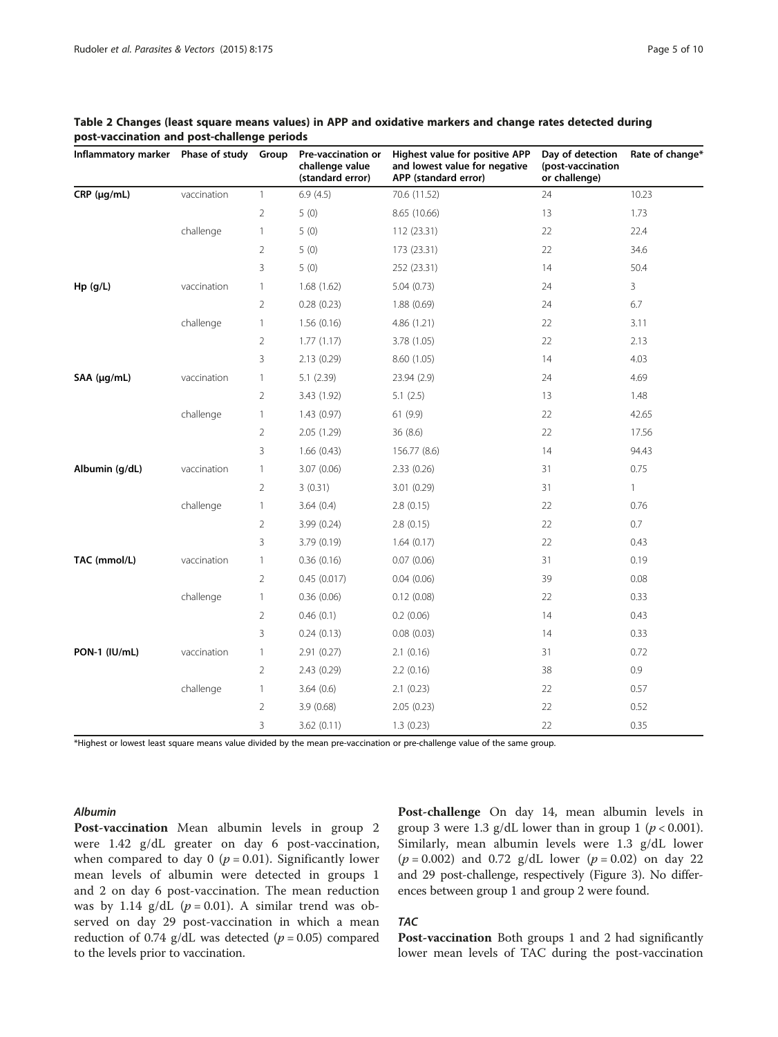**Table 2 Changes (least square means values) in APP and oxidative markers and change rates detected during post-vaccination and post-challenge periods**

| Inflammatory marker | Phase of study | Group | Pre-vaccination or challenge value (standard error) | Highest value for positive APP and lowest value for negative APP (standard error) | Day of detection (post-vaccination or challenge) | Rate of change* |
|---|---|---|---|---|---|---|
| **CRP (μg/mL)** | vaccination | 1 | 6.9 (4.5) | 70.6 (11.52) | 24 | 10.23 |
| | | 2 | 5 (0) | 8.65 (10.66) | 13 | 1.73 |
| | challenge | 1 | 5 (0) | 112 (23.31) | 22 | 22.4 |
| | | 2 | 5 (0) | 173 (23.31) | 22 | 34.6 |
| | | 3 | 5 (0) | 252 (23.31) | 14 | 50.4 |
| **Hp (g/L)** | vaccination | 1 | 1.68 (1.62) | 5.04 (0.73) | 24 | 3 |
| | | 2 | 0.28 (0.23) | 1.88 (0.69) | 24 | 6.7 |
| | challenge | 1 | 1.56 (0.16) | 4.86 (1.21) | 22 | 3.11 |
| | | 2 | 1.77 (1.17) | 3.78 (1.05) | 22 | 2.13 |
| | | 3 | 2.13 (0.29) | 8.60 (1.05) | 14 | 4.03 |
| **SAA (μg/mL)** | vaccination | 1 | 5.1 (2.39) | 23.94 (2.9) | 24 | 4.69 |
| | | 2 | 3.43 (1.92) | 5.1 (2.5) | 13 | 1.48 |
| | challenge | 1 | 1.43 (0.97) | 61 (9.9) | 22 | 42.65 |
| | | 2 | 2.05 (1.29) | 36 (8.6) | 22 | 17.56 |
| | | 3 | 1.66 (0.43) | 156.77 (8.6) | 14 | 94.43 |
| **Albumin (g/dL)** | vaccination | 1 | 3.07 (0.06) | 2.33 (0.26) | 31 | 0.75 |
| | | 2 | 3 (0.31) | 3.01 (0.29) | 31 | 1 |
| | challenge | 1 | 3.64 (0.4) | 2.8 (0.15) | 22 | 0.76 |
| | | 2 | 3.99 (0.24) | 2.8 (0.15) | 22 | 0.7 |
| | | 3 | 3.79 (0.19) | 1.64 (0.17) | 22 | 0.43 |
| **TAC (mmol/L)** | vaccination | 1 | 0.36 (0.16) | 0.07 (0.06) | 31 | 0.19 |
| | | 2 | 0.45 (0.017) | 0.04 (0.06) | 39 | 0.08 |
| | challenge | 1 | 0.36 (0.06) | 0.12 (0.08) | 22 | 0.33 |
| | | 2 | 0.46 (0.1) | 0.2 (0.06) | 14 | 0.43 |
| | | 3 | 0.24 (0.13) | 0.08 (0.03) | 14 | 0.33 |
| **PON-1 (IU/mL)** | vaccination | 1 | 2.91 (0.27) | 2.1 (0.16) | 31 | 0.72 |
| | | 2 | 2.43 (0.29) | 2.2 (0.16) | 38 | 0.9 |
| | challenge | 1 | 3.64 (0.6) | 2.1 (0.23) | 22 | 0.57 |
| | | 2 | 3.9 (0.68) | 2.05 (0.23) | 22 | 0.52 |
| | | 3 | 3.62 (0.11) | 1.3 (0.23) | 22 | 0.35 |

*Highest or lowest least square means value divided by the mean pre-vaccination or pre-challenge value of the same group.

### *Albumin*

**Post-vaccination** Mean albumin levels in group 2 were 1.42 g/dL greater on day 6 post-vaccination, when compared to day 0 ($p = 0.01$). Significantly lower mean levels of albumin were detected in groups 1 and 2 on day 6 post-vaccination. The mean reduction was by 1.14 g/dL ($p = 0.01$). A similar trend was observed on day 29 post-vaccination in which a mean reduction of 0.74 g/dL was detected ($p = 0.05$) compared to the levels prior to vaccination.

**Post-challenge** On day 14, mean albumin levels in group 3 were 1.3 g/dL lower than in group 1 ($p < 0.001$). Similarly, mean albumin levels were 1.3 g/dL lower ($p = 0.002$) and 0.72 g/dL lower ($p = 0.02$) on day 22 and 29 post-challenge, respectively (Figure 3). No differences between group 1 and group 2 were found.

### *TAC*

**Post-vaccination** Both groups 1 and 2 had significantly lower mean levels of TAC during the post-vaccination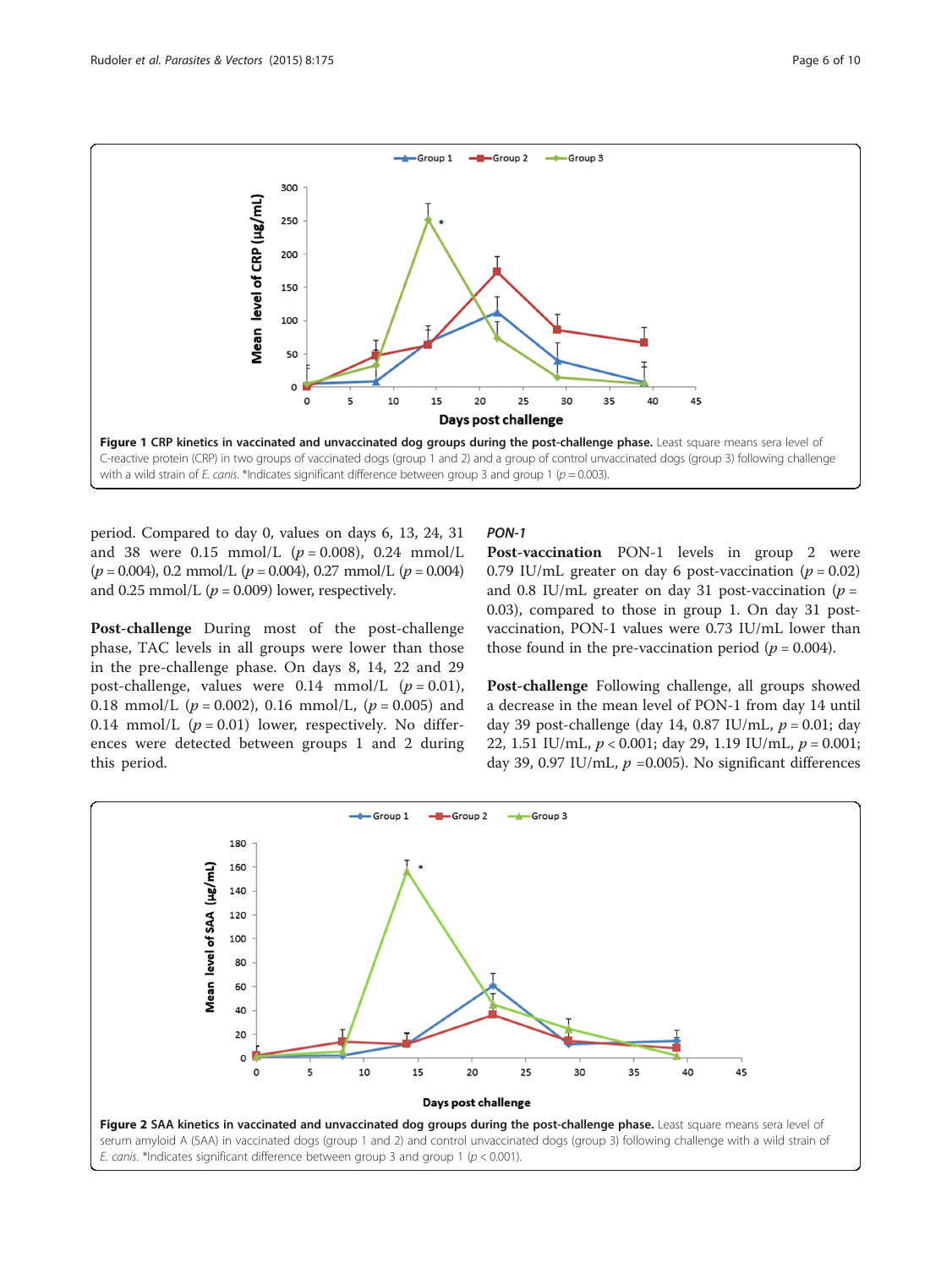Figure 1 **CRP kinetics in vaccinated and unvaccinated dog groups during the post-challenge phase.** Least square means sera level of C-reactive protein (CRP) in two groups of vaccinated dogs (group 1 and 2) and a group of control unvaccinated dogs (group 3) following challenge with a wild strain of *E. canis*. *Indicates significant difference between group 3 and group 1 ($p = 0.003$).

period. Compared to day 0, values on days 6, 13, 24, 31 and 38 were 0.15 mmol/L ($p = 0.008$), 0.24 mmol/L ($p = 0.004$), 0.2 mmol/L ($p = 0.004$), 0.27 mmol/L ($p = 0.004$) and 0.25 mmol/L ($p = 0.009$) lower, respectively.

**Post-challenge** During most of the post-challenge phase, TAC levels in all groups were lower than those in the pre-challenge phase. On days 8, 14, 22 and 29 post-challenge, values were 0.14 mmol/L ($p = 0.01$), 0.18 mmol/L ($p = 0.002$), 0.16 mmol/L, ($p = 0.005$) and 0.14 mmol/L ($p = 0.01$) lower, respectively. No differences were detected between groups 1 and 2 during this period.

### *PON-1*

**Post-vaccination** PON-1 levels in group 2 were 0.79 IU/mL greater on day 6 post-vaccination ($p = 0.02$) and 0.8 IU/mL greater on day 31 post-vaccination ($p = 0.03$), compared to those in group 1. On day 31 post-vaccination, PON-1 values were 0.73 IU/mL lower than those found in the pre-vaccination period ($p = 0.004$).

**Post-challenge** Following challenge, all groups showed a decrease in the mean level of PON-1 from day 14 until day 39 post-challenge (day 14, 0.87 IU/mL, $p = 0.01$; day 22, 1.51 IU/mL, $p < 0.001$; day 29, 1.19 IU/mL, $p = 0.001$; day 39, 0.97 IU/mL, $p = 0.005$). No significant differences

Figure 2 **SAA kinetics in vaccinated and unvaccinated dog groups during the post-challenge phase.** Least square means sera level of serum amyloid A (SAA) in vaccinated dogs (group 1 and 2) and control unvaccinated dogs (group 3) following challenge with a wild strain of *E. canis*. *Indicates significant difference between group 3 and group 1 ($p < 0.001$).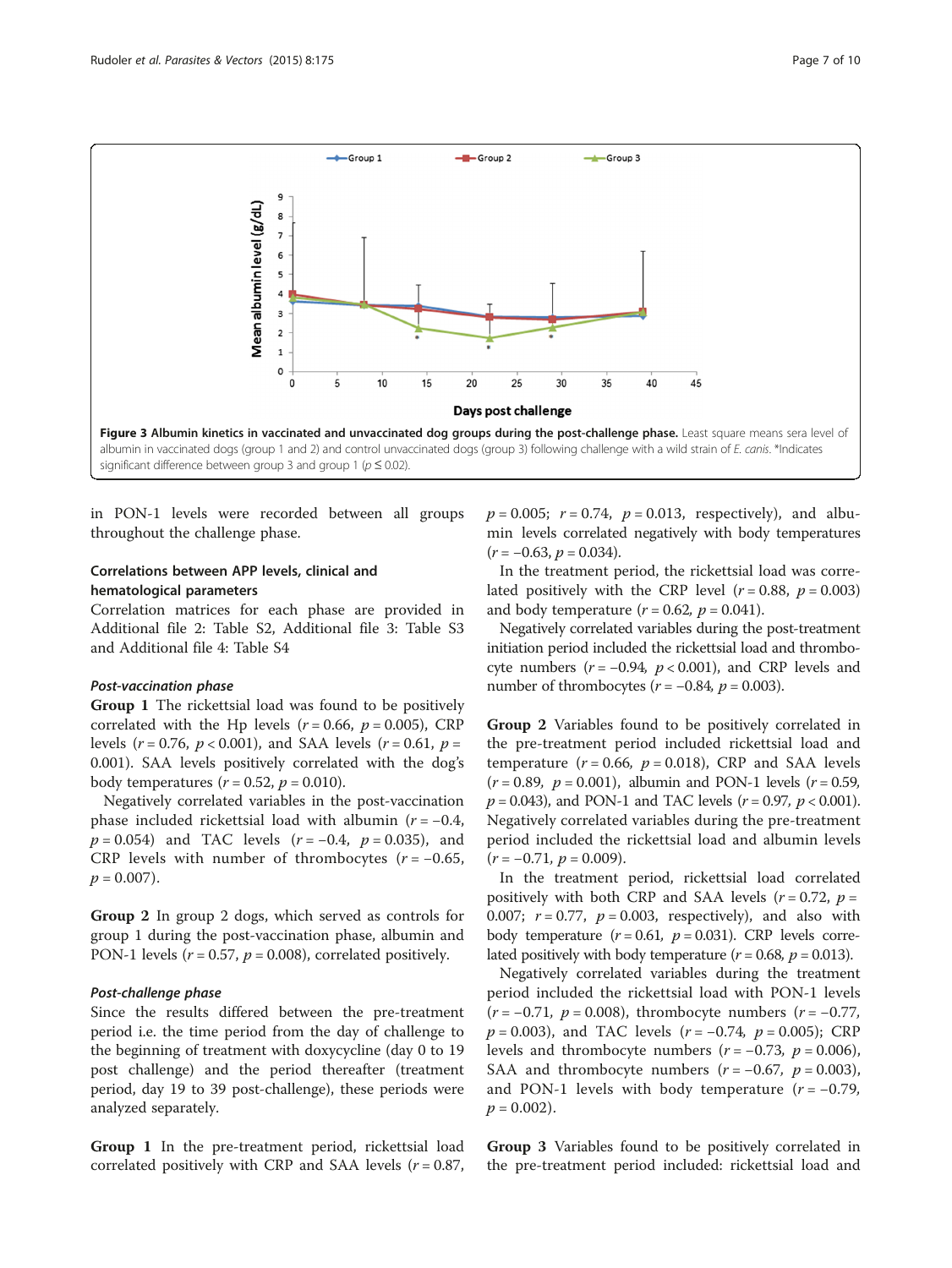**Figure 3 Albumin kinetics in vaccinated and unvaccinated dog groups during the post-challenge phase.** Least square means sera level of albumin in vaccinated dogs (group 1 and 2) and control unvaccinated dogs (group 3) following challenge with a wild strain of *E. canis*. *Indicates significant difference between group 3 and group 1 ($p \leq 0.02$).

in PON-1 levels were recorded between all groups throughout the challenge phase.

### Correlations between APP levels, clinical and hematological parameters

Correlation matrices for each phase are provided in Additional file 2: Table S2, Additional file 3: Table S3 and Additional file 4: Table S4

#### *Post-vaccination phase*

**Group 1** The rickettsial load was found to be positively correlated with the Hp levels ($r = 0.66$, $p = 0.005$), CRP levels ($r = 0.76$, $p < 0.001$), and SAA levels ($r = 0.61$, $p = 0.001$). SAA levels positively correlated with the dog's body temperatures ($r = 0.52$, $p = 0.010$).

Negatively correlated variables in the post-vaccination phase included rickettsial load with albumin ($r = -0.4$, $p = 0.054$) and TAC levels ($r = -0.4$, $p = 0.035$), and CRP levels with number of thrombocytes ($r = -0.65$, $p = 0.007$).

**Group 2** In group 2 dogs, which served as controls for group 1 during the post-vaccination phase, albumin and PON-1 levels ($r = 0.57$, $p = 0.008$), correlated positively.

#### *Post-challenge phase*

Since the results differed between the pre-treatment period i.e. the time period from the day of challenge to the beginning of treatment with doxycycline (day 0 to 19 post challenge) and the period thereafter (treatment period, day 19 to 39 post-challenge), these periods were analyzed separately.

**Group 1** In the pre-treatment period, rickettsial load correlated positively with CRP and SAA levels ($r = 0.87$, $p = 0.005$; $r = 0.74$, $p = 0.013$, respectively), and albumin levels correlated negatively with body temperatures ($r = -0.63$, $p = 0.034$).

In the treatment period, the rickettsial load was correlated positively with the CRP level ($r = 0.88$, $p = 0.003$) and body temperature ($r = 0.62$, $p = 0.041$).

Negatively correlated variables during the post-treatment initiation period included the rickettsial load and thrombocyte numbers ($r = -0.94$, $p < 0.001$), and CRP levels and number of thrombocytes ($r = -0.84$, $p = 0.003$).

**Group 2** Variables found to be positively correlated in the pre-treatment period included rickettsial load and temperature ($r = 0.66$, $p = 0.018$), CRP and SAA levels ($r = 0.89$, $p = 0.001$), albumin and PON-1 levels ($r = 0.59$, $p = 0.043$), and PON-1 and TAC levels ($r = 0.97$, $p < 0.001$). Negatively correlated variables during the pre-treatment period included the rickettsial load and albumin levels ($r = -0.71$, $p = 0.009$).

In the treatment period, rickettsial load correlated positively with both CRP and SAA levels ($r = 0.72$, $p = 0.007$; $r = 0.77$, $p = 0.003$, respectively), and also with body temperature ($r = 0.61$, $p = 0.031$). CRP levels correlated positively with body temperature ($r = 0.68$, $p = 0.013$).

Negatively correlated variables during the treatment period included the rickettsial load with PON-1 levels ($r = -0.71$, $p = 0.008$), thrombocyte numbers ($r = -0.77$, $p = 0.003$), and TAC levels ($r = -0.74$, $p = 0.005$); CRP levels and thrombocyte numbers ($r = -0.73$, $p = 0.006$), SAA and thrombocyte numbers ($r = -0.67$, $p = 0.003$), and PON-1 levels with body temperature ($r = -0.79$, $p = 0.002$).

**Group 3** Variables found to be positively correlated in the pre-treatment period included: rickettsial load and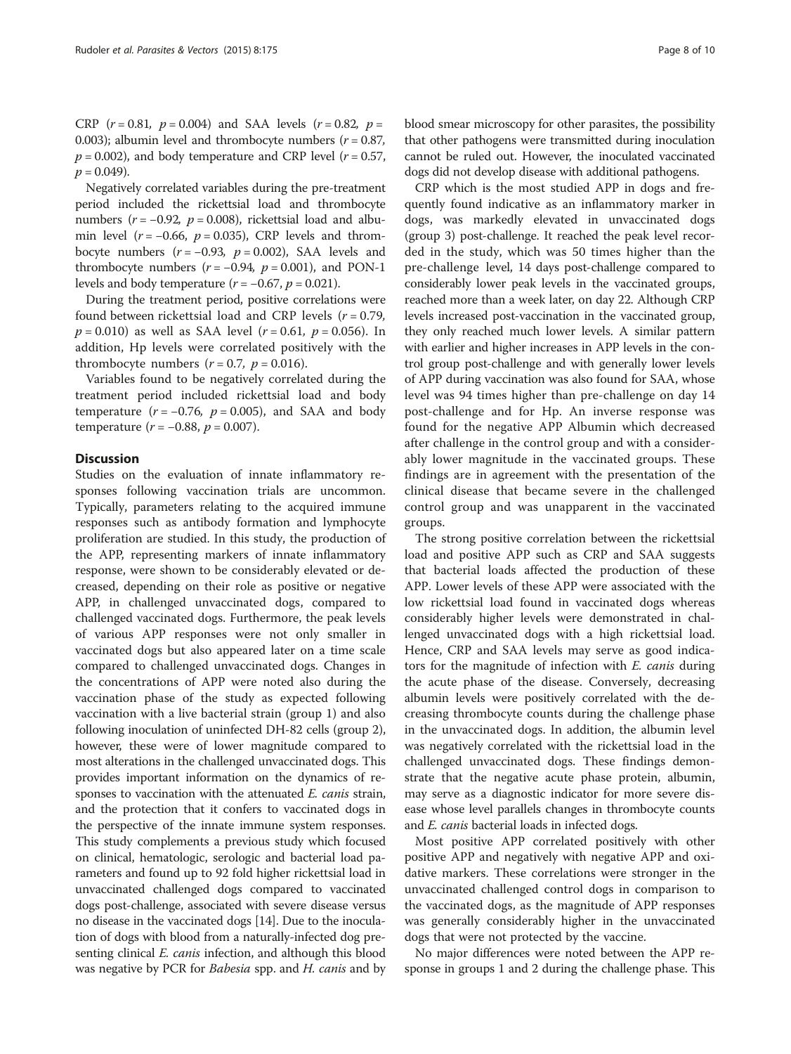CRP ($r = 0.81$, $p = 0.004$) and SAA levels ($r = 0.82$, $p = 0.003$); albumin level and thrombocyte numbers ($r = 0.87$, $p = 0.002$), and body temperature and CRP level ($r = 0.57$, $p = 0.049$).

Negatively correlated variables during the pre-treatment period included the rickettsial load and thrombocyte numbers ($r = -0.92$, $p = 0.008$), rickettsial load and albumin level ($r = -0.66$, $p = 0.035$), CRP levels and thrombocyte numbers ($r = -0.93$, $p = 0.002$), SAA levels and thrombocyte numbers ($r = -0.94$, $p = 0.001$), and PON-1 levels and body temperature ($r = -0.67$, $p = 0.021$).

During the treatment period, positive correlations were found between rickettsial load and CRP levels ($r = 0.79$, $p = 0.010$) as well as SAA level ($r = 0.61$, $p = 0.056$). In addition, Hp levels were correlated positively with the thrombocyte numbers ($r = 0.7$, $p = 0.016$).

Variables found to be negatively correlated during the treatment period included rickettsial load and body temperature ($r = -0.76$, $p = 0.005$), and SAA and body temperature ($r = -0.88$, $p = 0.007$).

## Discussion

Studies on the evaluation of innate inflammatory responses following vaccination trials are uncommon. Typically, parameters relating to the acquired immune responses such as antibody formation and lymphocyte proliferation are studied. In this study, the production of the APP, representing markers of innate inflammatory response, were shown to be considerably elevated or decreased, depending on their role as positive or negative APP, in challenged unvaccinated dogs, compared to challenged vaccinated dogs. Furthermore, the peak levels of various APP responses were not only smaller in vaccinated dogs but also appeared later on a time scale compared to challenged unvaccinated dogs. Changes in the concentrations of APP were noted also during the vaccination phase of the study as expected following vaccination with a live bacterial strain (group 1) and also following inoculation of uninfected DH-82 cells (group 2), however, these were of lower magnitude compared to most alterations in the challenged unvaccinated dogs. This provides important information on the dynamics of responses to vaccination with the attenuated *E. canis* strain, and the protection that it confers to vaccinated dogs in the perspective of the innate immune system responses. This study complements a previous study which focused on clinical, hematologic, serologic and bacterial load parameters and found up to 92 fold higher rickettsial load in unvaccinated challenged dogs compared to vaccinated dogs post-challenge, associated with severe disease versus no disease in the vaccinated dogs [14]. Due to the inoculation of dogs with blood from a naturally-infected dog presenting clinical *E. canis* infection, and although this blood was negative by PCR for *Babesia* spp. and *H. canis* and by blood smear microscopy for other parasites, the possibility that other pathogens were transmitted during inoculation cannot be ruled out. However, the inoculated vaccinated dogs did not develop disease with additional pathogens.

CRP which is the most studied APP in dogs and frequently found indicative as an inflammatory marker in dogs, was markedly elevated in unvaccinated dogs (group 3) post-challenge. It reached the peak level recorded in the study, which was 50 times higher than the pre-challenge level, 14 days post-challenge compared to considerably lower peak levels in the vaccinated groups, reached more than a week later, on day 22. Although CRP levels increased post-vaccination in the vaccinated group, they only reached much lower levels. A similar pattern with earlier and higher increases in APP levels in the control group post-challenge and with generally lower levels of APP during vaccination was also found for SAA, whose level was 94 times higher than pre-challenge on day 14 post-challenge and for Hp. An inverse response was found for the negative APP Albumin which decreased after challenge in the control group and with a considerably lower magnitude in the vaccinated groups. These findings are in agreement with the presentation of the clinical disease that became severe in the challenged control group and was unapparent in the vaccinated groups.

The strong positive correlation between the rickettsial load and positive APP such as CRP and SAA suggests that bacterial loads affected the production of these APP. Lower levels of these APP were associated with the low rickettsial load found in vaccinated dogs whereas considerably higher levels were demonstrated in challenged unvaccinated dogs with a high rickettsial load. Hence, CRP and SAA levels may serve as good indicators for the magnitude of infection with *E. canis* during the acute phase of the disease. Conversely, decreasing albumin levels were positively correlated with the decreasing thrombocyte counts during the challenge phase in the unvaccinated dogs. In addition, the albumin level was negatively correlated with the rickettsial load in the challenged unvaccinated dogs. These findings demonstrate that the negative acute phase protein, albumin, may serve as a diagnostic indicator for more severe disease whose level parallels changes in thrombocyte counts and *E. canis* bacterial loads in infected dogs.

Most positive APP correlated positively with other positive APP and negatively with negative APP and oxidative markers. These correlations were stronger in the unvaccinated challenged control dogs in comparison to the vaccinated dogs, as the magnitude of APP responses was generally considerably higher in the unvaccinated dogs that were not protected by the vaccine.

No major differences were noted between the APP response in groups 1 and 2 during the challenge phase. This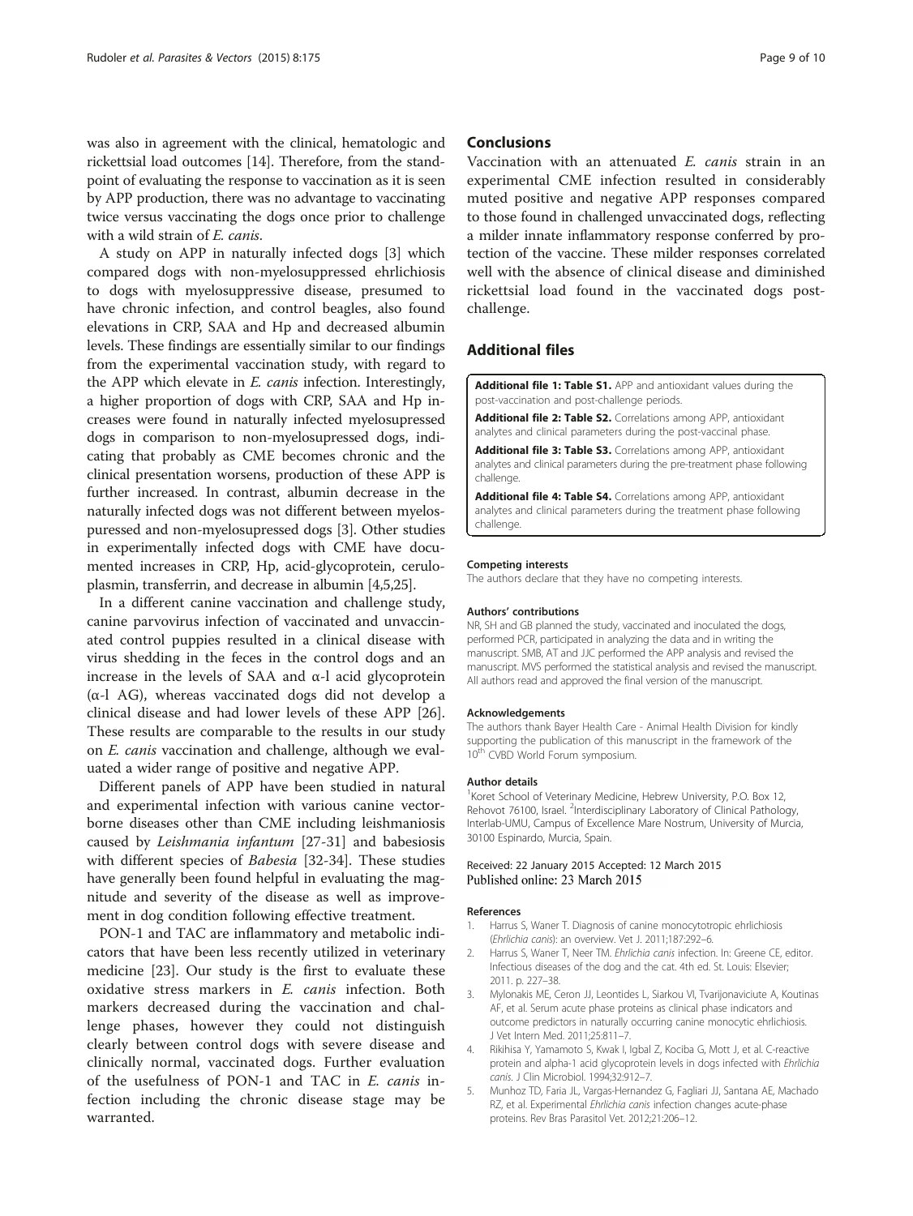was also in agreement with the clinical, hematologic and rickettsial load outcomes [14]. Therefore, from the standpoint of evaluating the response to vaccination as it is seen by APP production, there was no advantage to vaccinating twice versus vaccinating the dogs once prior to challenge with a wild strain of *E. canis*.

A study on APP in naturally infected dogs [3] which compared dogs with non-myelosuppressed ehrlichiosis to dogs with myelosuppressive disease, presumed to have chronic infection, and control beagles, also found elevations in CRP, SAA and Hp and decreased albumin levels. These findings are essentially similar to our findings from the experimental vaccination study, with regard to the APP which elevate in *E. canis* infection. Interestingly, a higher proportion of dogs with CRP, SAA and Hp increases were found in naturally infected myelosupressed dogs in comparison to non-myelosupressed dogs, indicating that probably as CME becomes chronic and the clinical presentation worsens, production of these APP is further increased. In contrast, albumin decrease in the naturally infected dogs was not different between myelospuressed and non-myelosupressed dogs [3]. Other studies in experimentally infected dogs with CME have documented increases in CRP, Hp, acid-glycoprotein, ceruloplasmin, transferrin, and decrease in albumin [4,5,25].

In a different canine vaccination and challenge study, canine parvovirus infection of vaccinated and unvaccinated control puppies resulted in a clinical disease with virus shedding in the feces in the control dogs and an increase in the levels of SAA and α-l acid glycoprotein (α-l AG), whereas vaccinated dogs did not develop a clinical disease and had lower levels of these APP [26]. These results are comparable to the results in our study on *E. canis* vaccination and challenge, although we evaluated a wider range of positive and negative APP.

Different panels of APP have been studied in natural and experimental infection with various canine vector-borne diseases other than CME including leishmaniosis caused by *Leishmania infantum* [27-31] and babesiosis with different species of *Babesia* [32-34]. These studies have generally been found helpful in evaluating the magnitude and severity of the disease as well as improvement in dog condition following effective treatment.

PON-1 and TAC are inflammatory and metabolic indicators that have been less recently utilized in veterinary medicine [23]. Our study is the first to evaluate these oxidative stress markers in *E. canis* infection. Both markers decreased during the vaccination and challenge phases, however they could not distinguish clearly between control dogs with severe disease and clinically normal, vaccinated dogs. Further evaluation of the usefulness of PON-1 and TAC in *E. canis* infection including the chronic disease stage may be warranted.

## Conclusions

Vaccination with an attenuated *E. canis* strain in an experimental CME infection resulted in considerably muted positive and negative APP responses compared to those found in challenged unvaccinated dogs, reflecting a milder innate inflammatory response conferred by protection of the vaccine. These milder responses correlated well with the absence of clinical disease and diminished rickettsial load found in the vaccinated dogs post-challenge.

## Additional files

**Additional file 1: Table S1.** APP and antioxidant values during the post-vaccination and post-challenge periods.

**Additional file 2: Table S2.** Correlations among APP, antioxidant analytes and clinical parameters during the post-vaccinal phase.

**Additional file 3: Table S3.** Correlations among APP, antioxidant analytes and clinical parameters during the pre-treatment phase following challenge.

**Additional file 4: Table S4.** Correlations among APP, antioxidant analytes and clinical parameters during the treatment phase following challenge.

#### Competing interests

The authors declare that they have no competing interests.

#### Authors' contributions

NR, SH and GB planned the study, vaccinated and inoculated the dogs, performed PCR, participated in analyzing the data and in writing the manuscript. SMB, AT and JJC performed the APP analysis and revised the manuscript. MVS performed the statistical analysis and revised the manuscript. All authors read and approved the final version of the manuscript.

#### Acknowledgements

The authors thank Bayer Health Care - Animal Health Division for kindly supporting the publication of this manuscript in the framework of the 10th CVBD World Forum symposium.

#### Author details

[1]Koret School of Veterinary Medicine, Hebrew University, P.O. Box 12, Rehovot 76100, Israel. [2]Interdisciplinary Laboratory of Clinical Pathology, Interlab-UMU, Campus of Excellence Mare Nostrum, University of Murcia, 30100 Espinardo, Murcia, Spain.

Received: 22 January 2015 Accepted: 12 March 2015
Published online: 23 March 2015

#### References

1. Harrus S, Waner T. Diagnosis of canine monocytotropic ehrlichiosis (*Ehrlichia canis*): an overview. Vet J. 2011;187:292–6.
2. Harrus S, Waner T, Neer TM. *Ehrlichia canis* infection. In: Greene CE, editor. Infectious diseases of the dog and the cat. 4th ed. St. Louis: Elsevier; 2011. p. 227–38.
3. Mylonakis ME, Ceron JJ, Leontides L, Siarkou VI, Tvarijonaviciute A, Koutinas AF, et al. Serum acute phase proteins as clinical phase indicators and outcome predictors in naturally occurring canine monocytic ehrlichiosis. J Vet Intern Med. 2011;25:811–7.
4. Rikihisa Y, Yamamoto S, Kwak I, Igbal Z, Kociba G, Mott J, et al. C-reactive protein and alpha-1 acid glycoprotein levels in dogs infected with *Ehrlichia canis*. J Clin Microbiol. 1994;32:912–7.
5. Munhoz TD, Faria JL, Vargas-Hernandez G, Fagliari JJ, Santana AE, Machado RZ, et al. Experimental *Ehrlichia canis* infection changes acute-phase proteins. Rev Bras Parasitol Vet. 2012;21:206–12.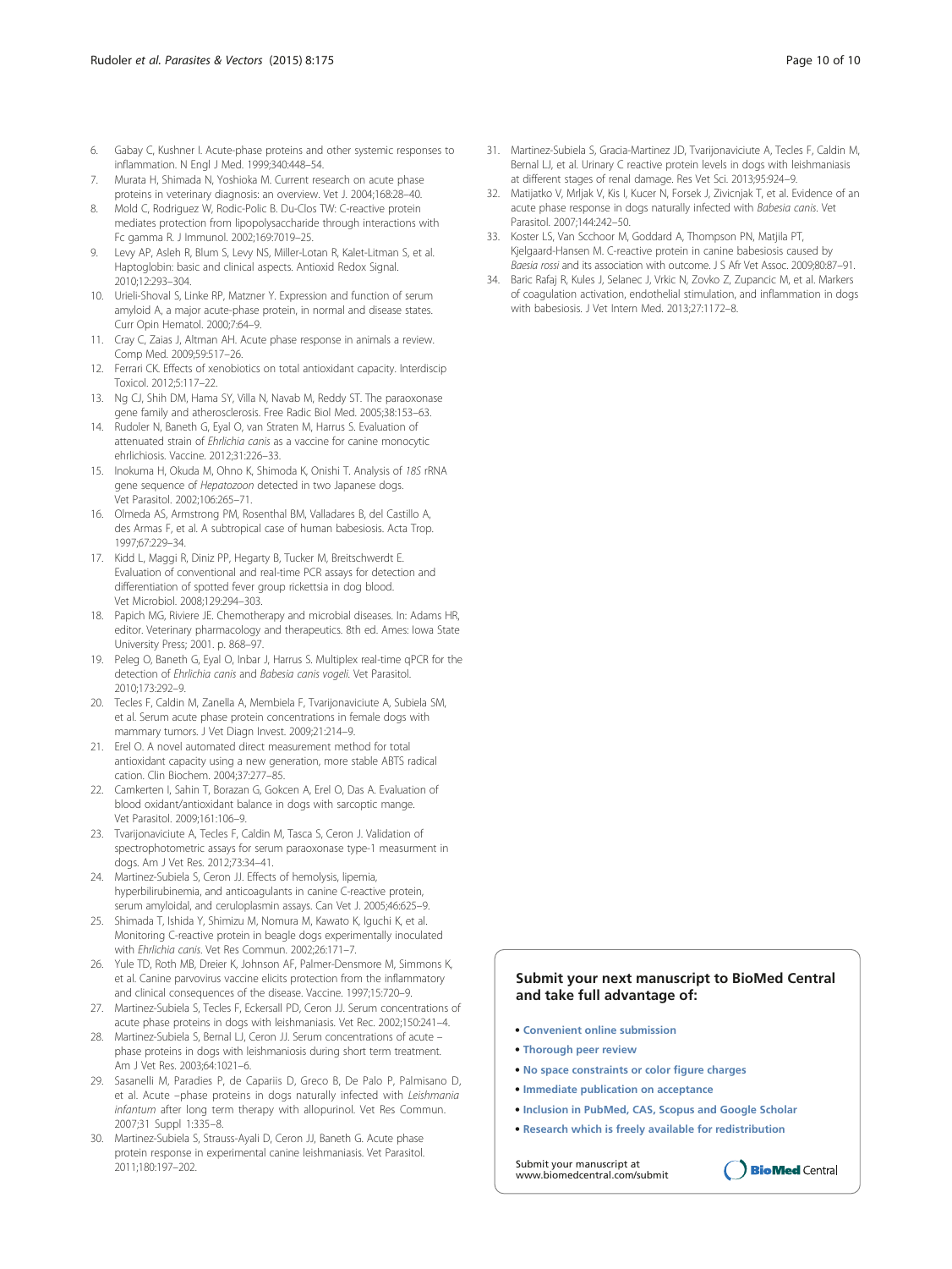6. Gabay C, Kushner I. Acute-phase proteins and other systemic responses to inflammation. N Engl J Med. 1999;340:448–54.
7. Murata H, Shimada N, Yoshioka M. Current research on acute phase proteins in veterinary diagnosis: an overview. Vet J. 2004;168:28–40.
8. Mold C, Rodriguez W, Rodic-Polic B. Du-Clos TW: C-reactive protein mediates protection from lipopolysaccharide through interactions with Fc gamma R. J Immunol. 2002;169:7019–25.
9. Levy AP, Asleh R, Blum S, Levy NS, Miller-Lotan R, Kalet-Litman S, et al. Haptoglobin: basic and clinical aspects. Antioxid Redox Signal. 2010;12:293–304.
10. Urieli-Shoval S, Linke RP, Matzner Y. Expression and function of serum amyloid A, a major acute-phase protein, in normal and disease states. Curr Opin Hematol. 2000;7:64–9.
11. Cray C, Zaias J, Altman AH. Acute phase response in animals a review. Comp Med. 2009;59:517–26.
12. Ferrari CK. Effects of xenobiotics on total antioxidant capacity. Interdiscip Toxicol. 2012;5:117–22.
13. Ng CJ, Shih DM, Hama SY, Villa N, Navab M, Reddy ST. The paraoxonase gene family and atherosclerosis. Free Radic Biol Med. 2005;38:153–63.
14. Rudoler N, Baneth G, Eyal O, van Straten M, Harrus S. Evaluation of attenuated strain of *Ehrlichia canis* as a vaccine for canine monocytic ehrlichiosis. Vaccine. 2012;31:226–33.
15. Inokuma H, Okuda M, Ohno K, Shimoda K, Onishi T. Analysis of *18S* rRNA gene sequence of *Hepatozoon* detected in two Japanese dogs. Vet Parasitol. 2002;106:265–71.
16. Olmeda AS, Armstrong PM, Rosenthal BM, Valladares B, del Castillo A, des Armas F, et al. A subtropical case of human babesiosis. Acta Trop. 1997;67:229–34.
17. Kidd L, Maggi R, Diniz PP, Hegarty B, Tucker M, Breitschwerdt E. Evaluation of conventional and real-time PCR assays for detection and differentiation of spotted fever group rickettsia in dog blood. Vet Microbiol. 2008;129:294–303.
18. Papich MG, Riviere JE. Chemotherapy and microbial diseases. In: Adams HR, editor. Veterinary pharmacology and therapeutics. 8th ed. Ames: Iowa State University Press; 2001. p. 868–97.
19. Peleg O, Baneth G, Eyal O, Inbar J, Harrus S. Multiplex real-time qPCR for the detection of *Ehrlichia canis* and *Babesia canis vogeli*. Vet Parasitol. 2010;173:292–9.
20. Tecles F, Caldin M, Zanella A, Membiela F, Tvarijonaviciute A, Subiela SM, et al. Serum acute phase protein concentrations in female dogs with mammary tumors. J Vet Diagn Invest. 2009;21:214–9.
21. Erel O. A novel automated direct measurement method for total antioxidant capacity using a new generation, more stable ABTS radical cation. Clin Biochem. 2004;37:277–85.
22. Camkerten I, Sahin T, Borazan G, Gokcen A, Erel O, Das A. Evaluation of blood oxidant/antioxidant balance in dogs with sarcoptic mange. Vet Parasitol. 2009;161:106–9.
23. Tvarijonaviciute A, Tecles F, Caldin M, Tasca S, Ceron J. Validation of spectrophotometric assays for serum paraoxonase type-1 measurment in dogs. Am J Vet Res. 2012;73:34–41.
24. Martinez-Subiela S, Ceron JJ. Effects of hemolysis, lipemia, hyperbilirubinemia, and anticoagulants in canine C-reactive protein, serum amyloidal, and ceruloplasmin assays. Can Vet J. 2005;46:625–9.
25. Shimada T, Ishida Y, Shimizu M, Nomura M, Kawato K, Iguchi K, et al. Monitoring C-reactive protein in beagle dogs experimentally inoculated with *Ehrlichia canis*. Vet Res Commun. 2002;26:171–7.
26. Yule TD, Roth MB, Dreier K, Johnson AF, Palmer-Densmore M, Simmons K, et al. Canine parvovirus vaccine elicits protection from the inflammatory and clinical consequences of the disease. Vaccine. 1997;15:720–9.
27. Martinez-Subiela S, Tecles F, Eckersall PD, Ceron JJ. Serum concentrations of acute phase proteins in dogs with leishmaniasis. Vet Rec. 2002;150:241–4.
28. Martinez-Subiela S, Bernal LJ, Ceron JJ. Serum concentrations of acute – phase proteins in dogs with leishmaniosis during short term treatment. Am J Vet Res. 2003;64:1021–6.
29. Sasanelli M, Paradies P, de Capariis D, Greco B, De Palo P, Palmisano D, et al. Acute –phase proteins in dogs naturally infected with *Leishmania infantum* after long term therapy with allopurinol. Vet Res Commun. 2007;31 Suppl 1:335–8.
30. Martinez-Subiela S, Strauss-Ayali D, Ceron JJ, Baneth G. Acute phase protein response in experimental canine leishmaniasis. Vet Parasitol. 2011;180:197–202.
31. Martinez-Subiela S, Gracia-Martinez JD, Tvarijonaviciute A, Tecles F, Caldin M, Bernal LJ, et al. Urinary C reactive protein levels in dogs with leishmaniasis at different stages of renal damage. Res Vet Sci. 2013;95:924–9.
32. Matijatko V, Mrljak V, Kis I, Kucer N, Forsek J, Zivicnjak T, et al. Evidence of an acute phase response in dogs naturally infected with *Babesia canis*. Vet Parasitol. 2007;144:242–50.
33. Koster LS, Van Scchoor M, Goddard A, Thompson PN, Matjila PT, Kjelgaard-Hansen M. C-reactive protein in canine babesiosis caused by *Baesia rossi* and its association with outcome. J S Afr Vet Assoc. 2009;80:87–91.
34. Baric Rafaj R, Kules J, Selanec J, Vrkic N, Zovko Z, Zupancic M, et al. Markers of coagulation activation, endothelial stimulation, and inflammation in dogs with babesiosis. J Vet Intern Med. 2013;27:1172–8.

**Submit your next manuscript to BioMed Central and take full advantage of:**

- **Convenient online submission**
- **Thorough peer review**
- **No space constraints or color figure charges**
- **Immediate publication on acceptance**
- **Inclusion in PubMed, CAS, Scopus and Google Scholar**
- **Research which is freely available for redistribution**

Submit your manuscript at
www.biomedcentral.com/submit

BioMed Central